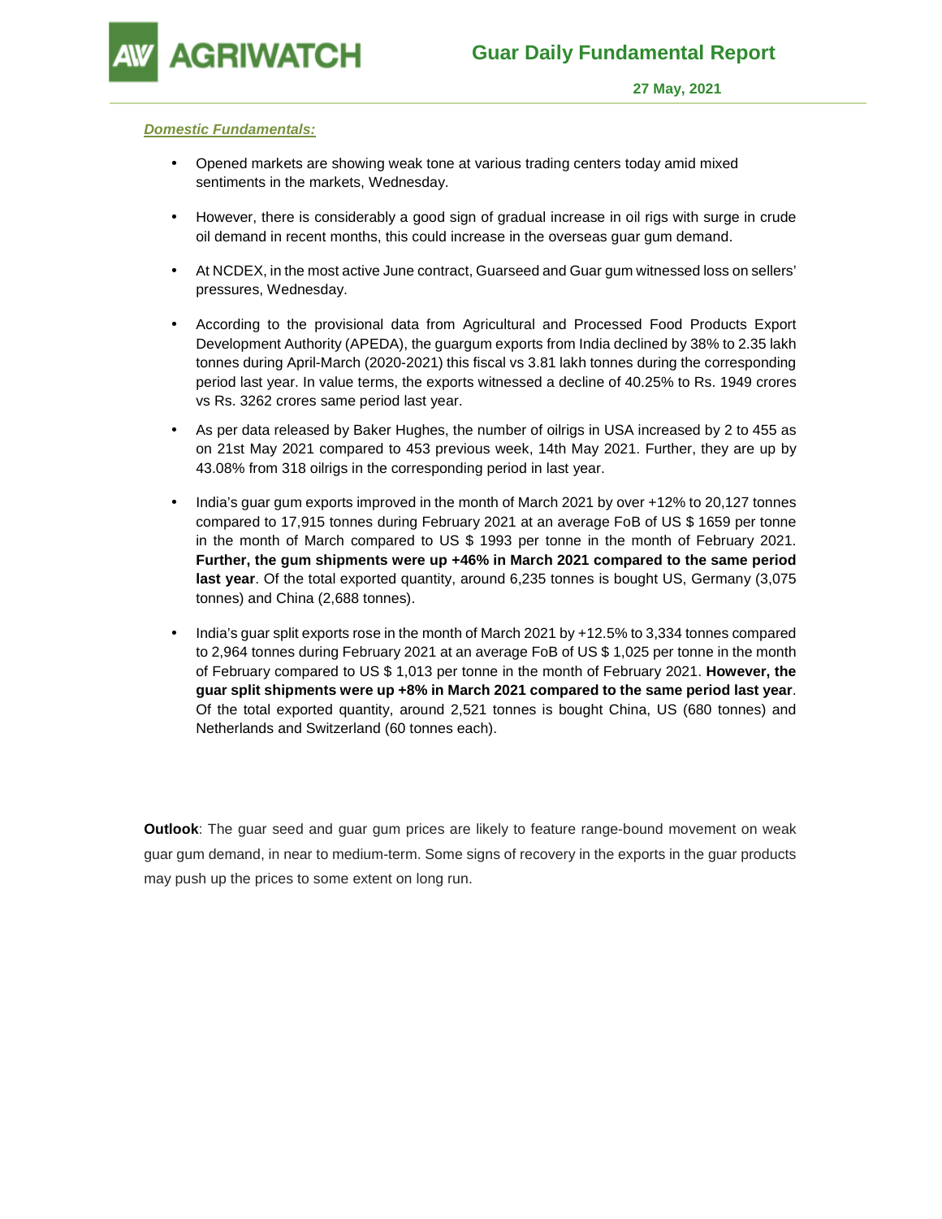# Guar Daily Fundamental Report

**27 May, 2021**

***Domestic Fundamentals:***

- Opened markets are showing weak tone at various trading centers today amid mixed sentiments in the markets, Wednesday.
- However, there is considerably a good sign of gradual increase in oil rigs with surge in crude oil demand in recent months, this could increase in the overseas guar gum demand.
- At NCDEX, in the most active June contract, Guarseed and Guar gum witnessed loss on sellers' pressures, Wednesday.
- According to the provisional data from Agricultural and Processed Food Products Export Development Authority (APEDA), the guargum exports from India declined by 38% to 2.35 lakh tonnes during April-March (2020-2021) this fiscal vs 3.81 lakh tonnes during the corresponding period last year. In value terms, the exports witnessed a decline of 40.25% to Rs. 1949 crores vs Rs. 3262 crores same period last year.
- As per data released by Baker Hughes, the number of oilrigs in USA increased by 2 to 455 as on 21st May 2021 compared to 453 previous week, 14th May 2021. Further, they are up by 43.08% from 318 oilrigs in the corresponding period in last year.
- India's guar gum exports improved in the month of March 2021 by over +12% to 20,127 tonnes compared to 17,915 tonnes during February 2021 at an average FoB of US $ 1659 per tonne in the month of March compared to US $ 1993 per tonne in the month of February 2021. **Further, the gum shipments were up +46% in March 2021 compared to the same period last year**. Of the total exported quantity, around 6,235 tonnes is bought US, Germany (3,075 tonnes) and China (2,688 tonnes).
- India's guar split exports rose in the month of March 2021 by +12.5% to 3,334 tonnes compared to 2,964 tonnes during February 2021 at an average FoB of US $ 1,025 per tonne in the month of February compared to US $ 1,013 per tonne in the month of February 2021. **However, the guar split shipments were up +8% in March 2021 compared to the same period last year**. Of the total exported quantity, around 2,521 tonnes is bought China, US (680 tonnes) and Netherlands and Switzerland (60 tonnes each).

**Outlook**: The guar seed and guar gum prices are likely to feature range-bound movement on weak guar gum demand, in near to medium-term. Some signs of recovery in the exports in the guar products may push up the prices to some extent on long run.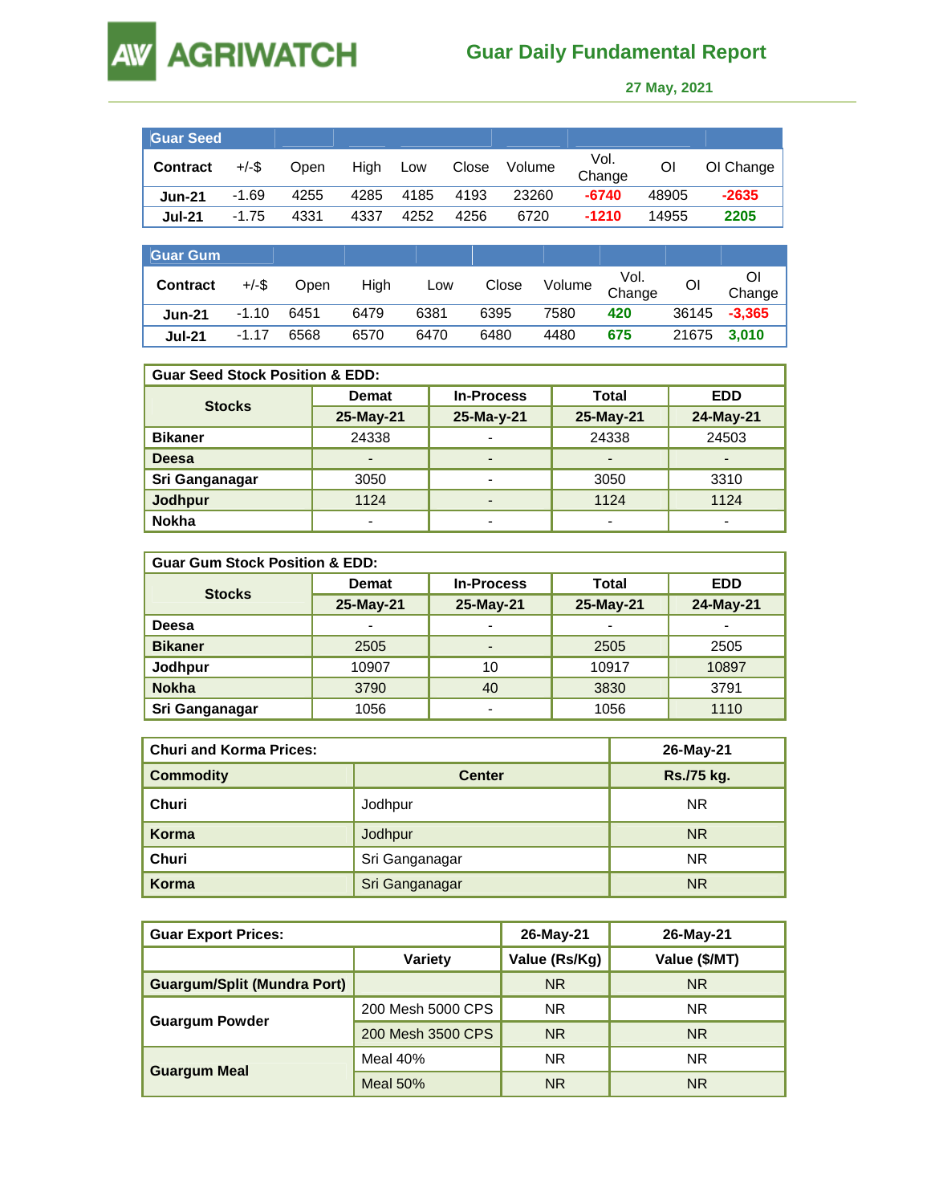# AGRIWATCH

## Guar Daily Fundamental Report

**27 May, 2021**

| Guar Seed | | | | | | | | | |
|---|---|---|---|---|---|---|---|---|---|
| **Contract** | +/-$ | Open | High | Low | Close | Volume | Vol. Change | OI | OI Change |
| **Jun-21** | -1.69 | 4255 | 4285 | 4185 | 4193 | 23260 | **-6740** | 48905 | **-2635** |
| **Jul-21** | -1.75 | 4331 | 4337 | 4252 | 4256 | 6720 | **-1210** | 14955 | **2205** |

| Guar Gum | | | | | | | | | |
|---|---|---|---|---|---|---|---|---|---|
| **Contract** | +/-$ | Open | High | Low | Close | Volume | Vol. Change | OI | OI Change |
| **Jun-21** | -1.10 | 6451 | 6479 | 6381 | 6395 | 7580 | **420** | 36145 | **-3,365** |
| **Jul-21** | -1.17 | 6568 | 6570 | 6470 | 6480 | 4480 | **675** | 21675 | **3,010** |

| Guar Seed Stock Position & EDD: | | | | |
|---|---|---|---|---|
| **Stocks** | **Demat** | **In-Process** | **Total** | **EDD** |
| | **25-May-21** | **25-Ma-y-21** | **25-May-21** | **24-May-21** |
| **Bikaner** | 24338 | - | 24338 | 24503 |
| **Deesa** | - | - | - | - |
| **Sri Ganganagar** | 3050 | - | 3050 | 3310 |
| **Jodhpur** | 1124 | - | 1124 | 1124 |
| **Nokha** | - | - | - | - |

| Guar Gum Stock Position & EDD: | | | | |
|---|---|---|---|---|
| **Stocks** | **Demat** | **In-Process** | **Total** | **EDD** |
| | **25-May-21** | **25-May-21** | **25-May-21** | **24-May-21** |
| **Deesa** | - | - | - | - |
| **Bikaner** | 2505 | - | 2505 | 2505 |
| **Jodhpur** | 10907 | 10 | 10917 | 10897 |
| **Nokha** | 3790 | 40 | 3830 | 3791 |
| **Sri Ganganagar** | 1056 | - | 1056 | 1110 |

| Churi and Korma Prices: | | 26-May-21 |
|---|---|---|
| **Commodity** | **Center** | **Rs./75 kg.** |
| **Churi** | Jodhpur | NR |
| **Korma** | Jodhpur | NR |
| **Churi** | Sri Ganganagar | NR |
| **Korma** | Sri Ganganagar | NR |

| Guar Export Prices: | | 26-May-21 | 26-May-21 |
|---|---|---|---|
| | **Variety** | **Value (Rs/Kg)** | **Value ($/MT)** |
| **Guargum/Split (Mundra Port)** | | NR | NR |
| **Guargum Powder** | 200 Mesh 5000 CPS | NR | NR |
| | 200 Mesh 3500 CPS | NR | NR |
| **Guargum Meal** | Meal 40% | NR | NR |
| | Meal 50% | NR | NR |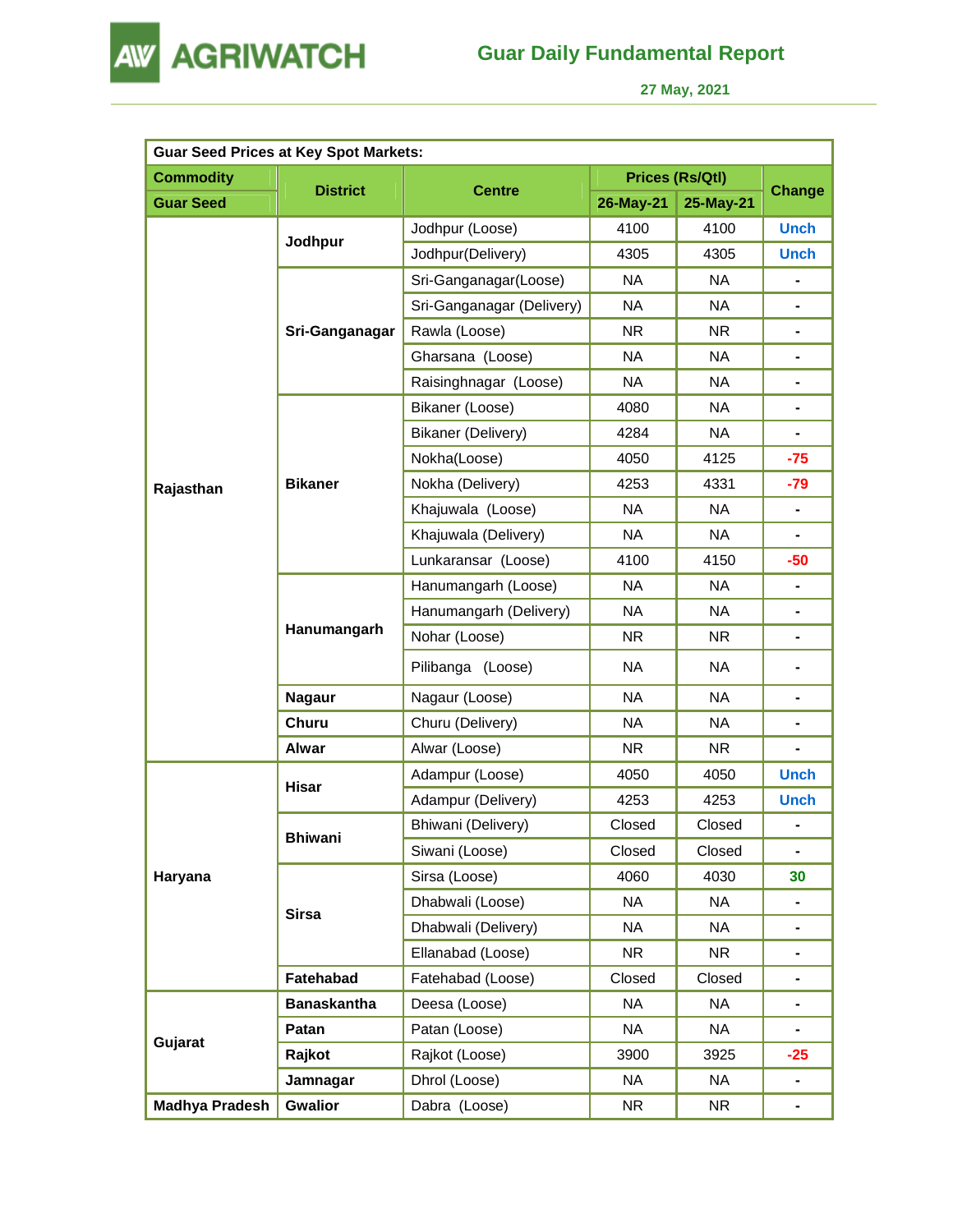# Guar Daily Fundamental Report

**27 May, 2021**

| Guar Seed Prices at Key Spot Markets: | | | | | |
|---|---|---|---|---|---|
| **Commodity** | **District** | **Centre** | **Prices (Rs/Qtl)** | | **Change** |
| **Guar Seed** | | | **26-May-21** | **25-May-21** | |
| **Rajasthan** | **Jodhpur** | Jodhpur (Loose) | 4100 | 4100 | Unch |
| | | Jodhpur(Delivery) | 4305 | 4305 | Unch |
| | **Sri-Ganganagar** | Sri-Ganganagar(Loose) | NA | NA | - |
| | | Sri-Ganganagar (Delivery) | NA | NA | - |
| | | Rawla (Loose) | NR | NR | - |
| | | Gharsana (Loose) | NA | NA | - |
| | | Raisinghnagar (Loose) | NA | NA | - |
| | **Bikaner** | Bikaner (Loose) | 4080 | NA | - |
| | | Bikaner (Delivery) | 4284 | NA | - |
| | | Nokha(Loose) | 4050 | 4125 | -75 |
| | | Nokha (Delivery) | 4253 | 4331 | -79 |
| | | Khajuwala (Loose) | NA | NA | - |
| | | Khajuwala (Delivery) | NA | NA | - |
| | | Lunkaransar (Loose) | 4100 | 4150 | -50 |
| | **Hanumangarh** | Hanumangarh (Loose) | NA | NA | - |
| | | Hanumangarh (Delivery) | NA | NA | - |
| | | Nohar (Loose) | NR | NR | - |
| | | Pilibanga (Loose) | NA | NA | - |
| | **Nagaur** | Nagaur (Loose) | NA | NA | - |
| | **Churu** | Churu (Delivery) | NA | NA | - |
| | **Alwar** | Alwar (Loose) | NR | NR | - |
| **Haryana** | **Hisar** | Adampur (Loose) | 4050 | 4050 | Unch |
| | | Adampur (Delivery) | 4253 | 4253 | Unch |
| | **Bhiwani** | Bhiwani (Delivery) | Closed | Closed | - |
| | | Siwani (Loose) | Closed | Closed | - |
| | **Sirsa** | Sirsa (Loose) | 4060 | 4030 | 30 |
| | | Dhabwali (Loose) | NA | NA | - |
| | | Dhabwali (Delivery) | NA | NA | - |
| | | Ellanabad (Loose) | NR | NR | - |
| | **Fatehabad** | Fatehabad (Loose) | Closed | Closed | - |
| **Gujarat** | **Banaskantha** | Deesa (Loose) | NA | NA | - |
| | **Patan** | Patan (Loose) | NA | NA | - |
| | **Rajkot** | Rajkot (Loose) | 3900 | 3925 | -25 |
| | **Jamnagar** | Dhrol (Loose) | NA | NA | - |
| **Madhya Pradesh** | **Gwalior** | Dabra (Loose) | NR | NR | - |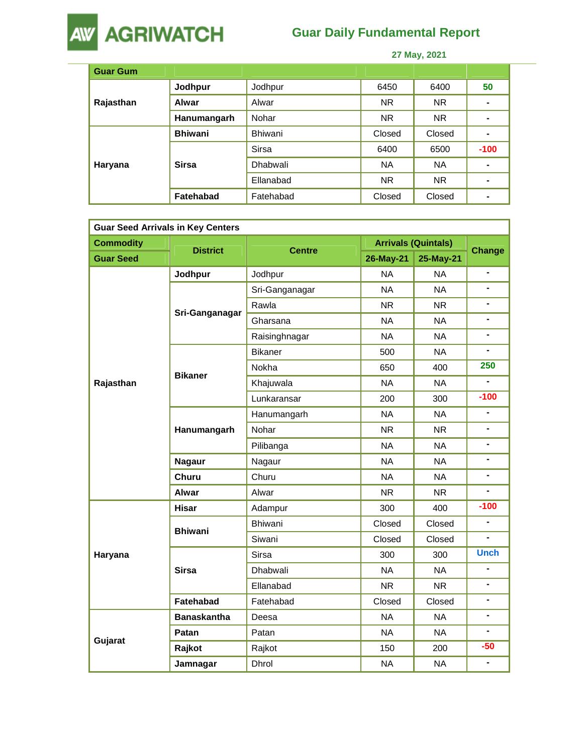| Guar Gum | | | | | |
|---|---|---|---|---|---|
| Rajasthan | Jodhpur | Jodhpur | 6450 | 6400 | 50 |
| | Alwar | Alwar | NR | NR | - |
| | Hanumangarh | Nohar | NR | NR | - |
| Haryana | Bhiwani | Bhiwani | Closed | Closed | - |
| | Sirsa | Sirsa | 6400 | 6500 | -100 |
| | | Dhabwali | NA | NA | - |
| | | Ellanabad | NR | NR | - |
| | Fatehabad | Fatehabad | Closed | Closed | - |

**Guar Seed Arrivals in Key Centers**

| Commodity | District | Centre | Arrivals (Quintals) | | Change |
|---|---|---|---|---|---|
| Guar Seed | | | 26-May-21 | 25-May-21 | |
| Rajasthan | Jodhpur | Jodhpur | NA | NA | - |
| | Sri-Ganganagar | Sri-Ganganagar | NA | NA | - |
| | | Rawla | NR | NR | - |
| | | Gharsana | NA | NA | - |
| | | Raisinghnagar | NA | NA | - |
| | Bikaner | Bikaner | 500 | NA | - |
| | | Nokha | 650 | 400 | 250 |
| | | Khajuwala | NA | NA | - |
| | | Lunkaransar | 200 | 300 | -100 |
| | Hanumangarh | Hanumangarh | NA | NA | - |
| | | Nohar | NR | NR | - |
| | | Pilibanga | NA | NA | - |
| | Nagaur | Nagaur | NA | NA | - |
| | Churu | Churu | NA | NA | - |
| | Alwar | Alwar | NR | NR | - |
| Haryana | Hisar | Adampur | 300 | 400 | -100 |
| | Bhiwani | Bhiwani | Closed | Closed | - |
| | | Siwani | Closed | Closed | - |
| | Sirsa | Sirsa | 300 | 300 | Unch |
| | | Dhabwali | NA | NA | - |
| | | Ellanabad | NR | NR | - |
| | Fatehabad | Fatehabad | Closed | Closed | - |
| Gujarat | Banaskantha | Deesa | NA | NA | - |
| | Patan | Patan | NA | NA | - |
| | Rajkot | Rajkot | 150 | 200 | -50 |
| | Jamnagar | Dhrol | NA | NA | - |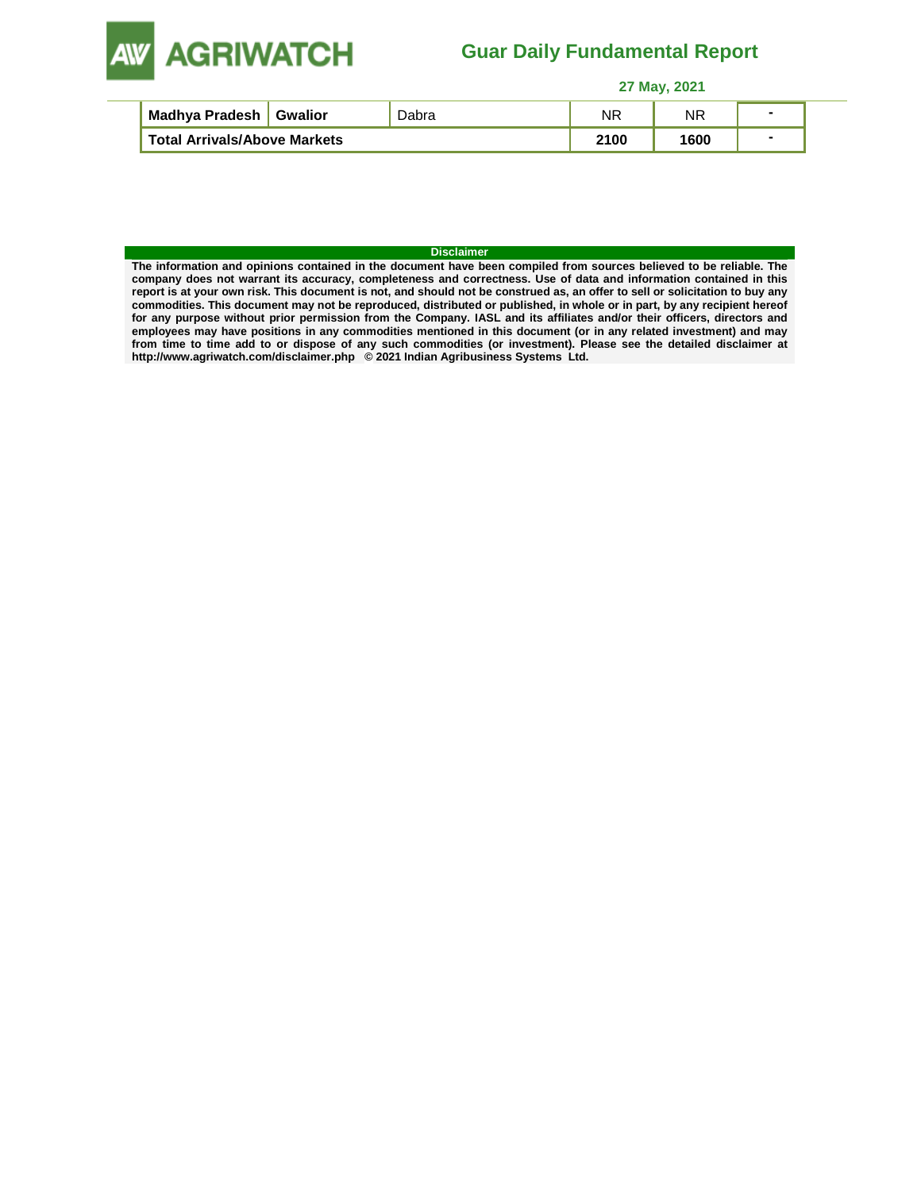| | | | | | |
|---|---|---|---|---|---|
| **Madhya Pradesh** | **Gwalior** | Dabra | NR | NR | - |
| **Total Arrivals/Above Markets** | | | **2100** | **1600** | - |

**Disclaimer**

**The information and opinions contained in the document have been compiled from sources believed to be reliable. The company does not warrant its accuracy, completeness and correctness. Use of data and information contained in this report is at your own risk. This document is not, and should not be construed as, an offer to sell or solicitation to buy any commodities. This document may not be reproduced, distributed or published, in whole or in part, by any recipient hereof for any purpose without prior permission from the Company. IASL and its affiliates and/or their officers, directors and employees may have positions in any commodities mentioned in this document (or in any related investment) and may from time to time add to or dispose of any such commodities (or investment). Please see the detailed disclaimer at http://www.agriwatch.com/disclaimer.php © 2021 Indian Agribusiness Systems Ltd.**